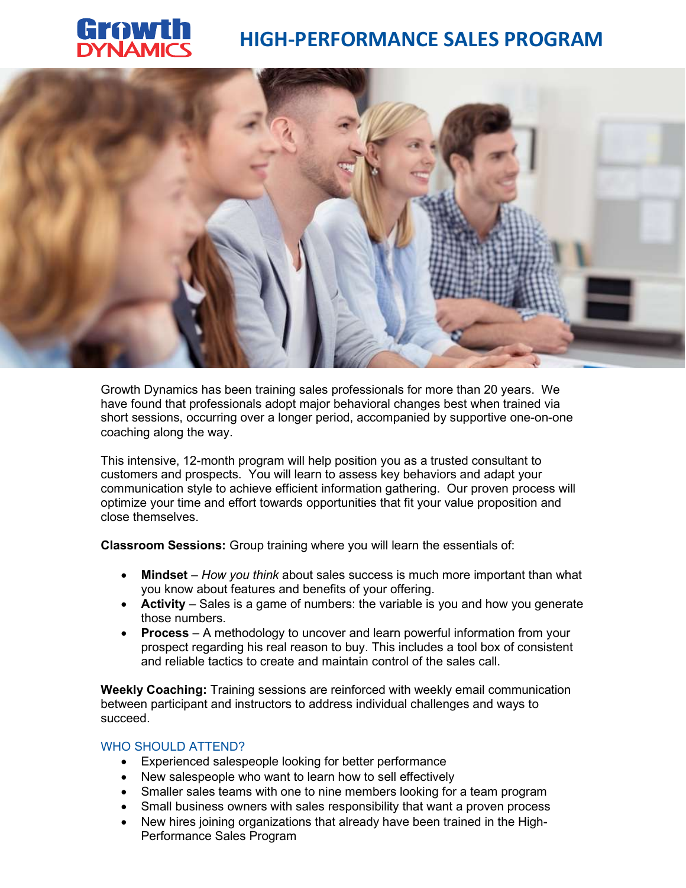Growth DYNAMICS

# HIGH-PERFORMANCE SALES PROGRAM

Growth Dynamics has been training sales professionals for more than 20 years. We have found that professionals adopt major behavioral changes best when trained via short sessions, occurring over a longer period, accompanied by supportive one-on-one coaching along the way.

This intensive, 12-month program will help position you as a trusted consultant to customers and prospects. You will learn to assess key behaviors and adapt your communication style to achieve efficient information gathering. Our proven process will optimize your time and effort towards opportunities that fit your value proposition and close themselves.

**Classroom Sessions:** Group training where you will learn the essentials of:

- **Mindset** – *How you think* about sales success is much more important than what you know about features and benefits of your offering.
- **Activity** – Sales is a game of numbers: the variable is you and how you generate those numbers.
- **Process** – A methodology to uncover and learn powerful information from your prospect regarding his real reason to buy. This includes a tool box of consistent and reliable tactics to create and maintain control of the sales call.

**Weekly Coaching:** Training sessions are reinforced with weekly email communication between participant and instructors to address individual challenges and ways to succeed.

## WHO SHOULD ATTEND?

- Experienced salespeople looking for better performance
- New salespeople who want to learn how to sell effectively
- Smaller sales teams with one to nine members looking for a team program
- Small business owners with sales responsibility that want a proven process
- New hires joining organizations that already have been trained in the High-Performance Sales Program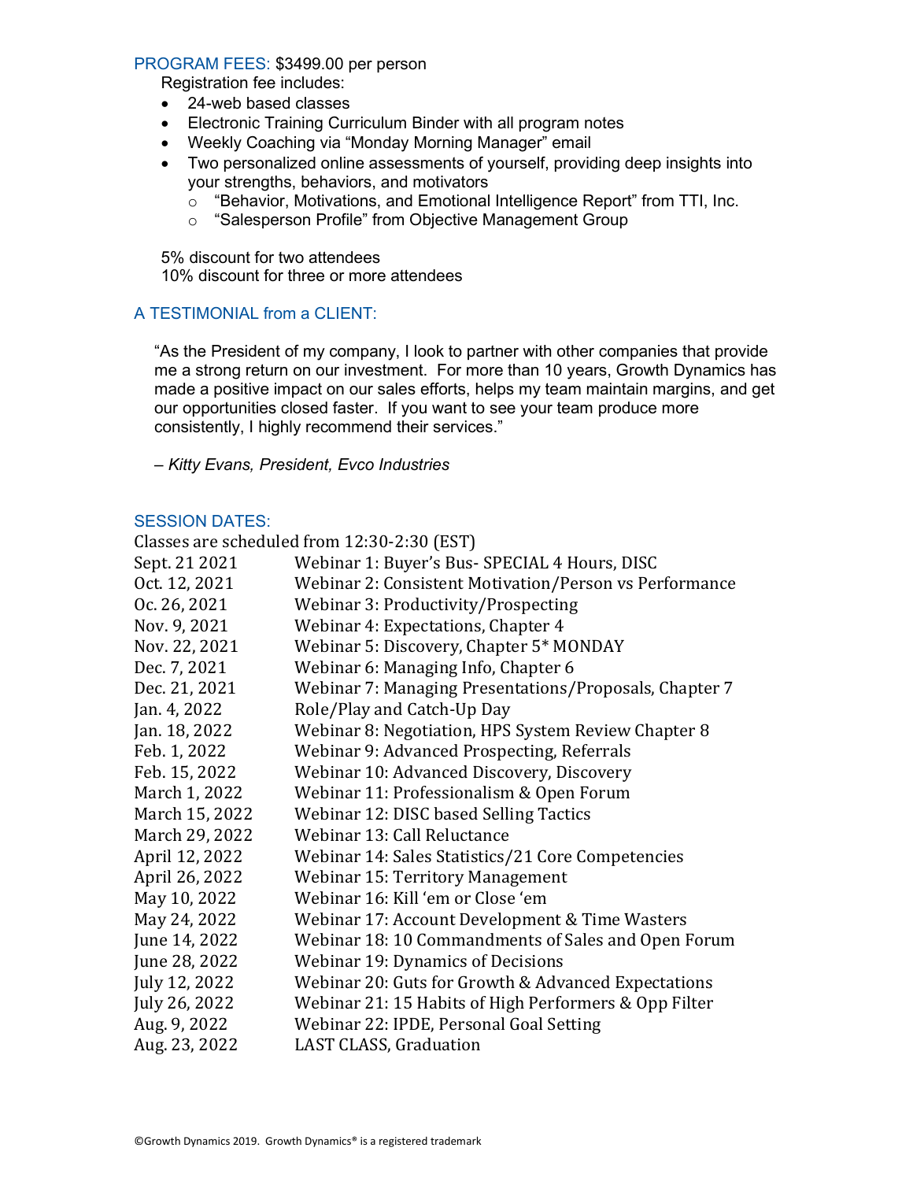## PROGRAM FEES: $3499.00 per person

Registration fee includes:

- 24-web based classes
- Electronic Training Curriculum Binder with all program notes
- Weekly Coaching via "Monday Morning Manager" email
- Two personalized online assessments of yourself, providing deep insights into your strengths, behaviors, and motivators
  - "Behavior, Motivations, and Emotional Intelligence Report" from TTI, Inc.
  - "Salesperson Profile" from Objective Management Group

5% discount for two attendees
10% discount for three or more attendees

## A TESTIMONIAL from a CLIENT:

"As the President of my company, I look to partner with other companies that provide me a strong return on our investment. For more than 10 years, Growth Dynamics has made a positive impact on our sales efforts, helps my team maintain margins, and get our opportunities closed faster. If you want to see your team produce more consistently, I highly recommend their services."

*– Kitty Evans, President, Evco Industries*

## SESSION DATES:

Classes are scheduled from 12:30-2:30 (EST)

| | |
|---|---|
| Sept. 21 2021 | Webinar 1: Buyer's Bus- SPECIAL 4 Hours, DISC |
| Oct. 12, 2021 | Webinar 2: Consistent Motivation/Person vs Performance |
| Oc. 26, 2021 | Webinar 3: Productivity/Prospecting |
| Nov. 9, 2021 | Webinar 4: Expectations, Chapter 4 |
| Nov. 22, 2021 | Webinar 5: Discovery, Chapter 5* MONDAY |
| Dec. 7, 2021 | Webinar 6: Managing Info, Chapter 6 |
| Dec. 21, 2021 | Webinar 7: Managing Presentations/Proposals, Chapter 7 |
| Jan. 4, 2022 | Role/Play and Catch-Up Day |
| Jan. 18, 2022 | Webinar 8: Negotiation, HPS System Review Chapter 8 |
| Feb. 1, 2022 | Webinar 9: Advanced Prospecting, Referrals |
| Feb. 15, 2022 | Webinar 10: Advanced Discovery, Discovery |
| March 1, 2022 | Webinar 11: Professionalism & Open Forum |
| March 15, 2022 | Webinar 12: DISC based Selling Tactics |
| March 29, 2022 | Webinar 13: Call Reluctance |
| April 12, 2022 | Webinar 14: Sales Statistics/21 Core Competencies |
| April 26, 2022 | Webinar 15: Territory Management |
| May 10, 2022 | Webinar 16: Kill 'em or Close 'em |
| May 24, 2022 | Webinar 17: Account Development & Time Wasters |
| June 14, 2022 | Webinar 18: 10 Commandments of Sales and Open Forum |
| June 28, 2022 | Webinar 19: Dynamics of Decisions |
| July 12, 2022 | Webinar 20: Guts for Growth & Advanced Expectations |
| July 26, 2022 | Webinar 21: 15 Habits of High Performers & Opp Filter |
| Aug. 9, 2022 | Webinar 22: IPDE, Personal Goal Setting |
| Aug. 23, 2022 | LAST CLASS, Graduation |

©Growth Dynamics 2019. Growth Dynamics® is a registered trademark